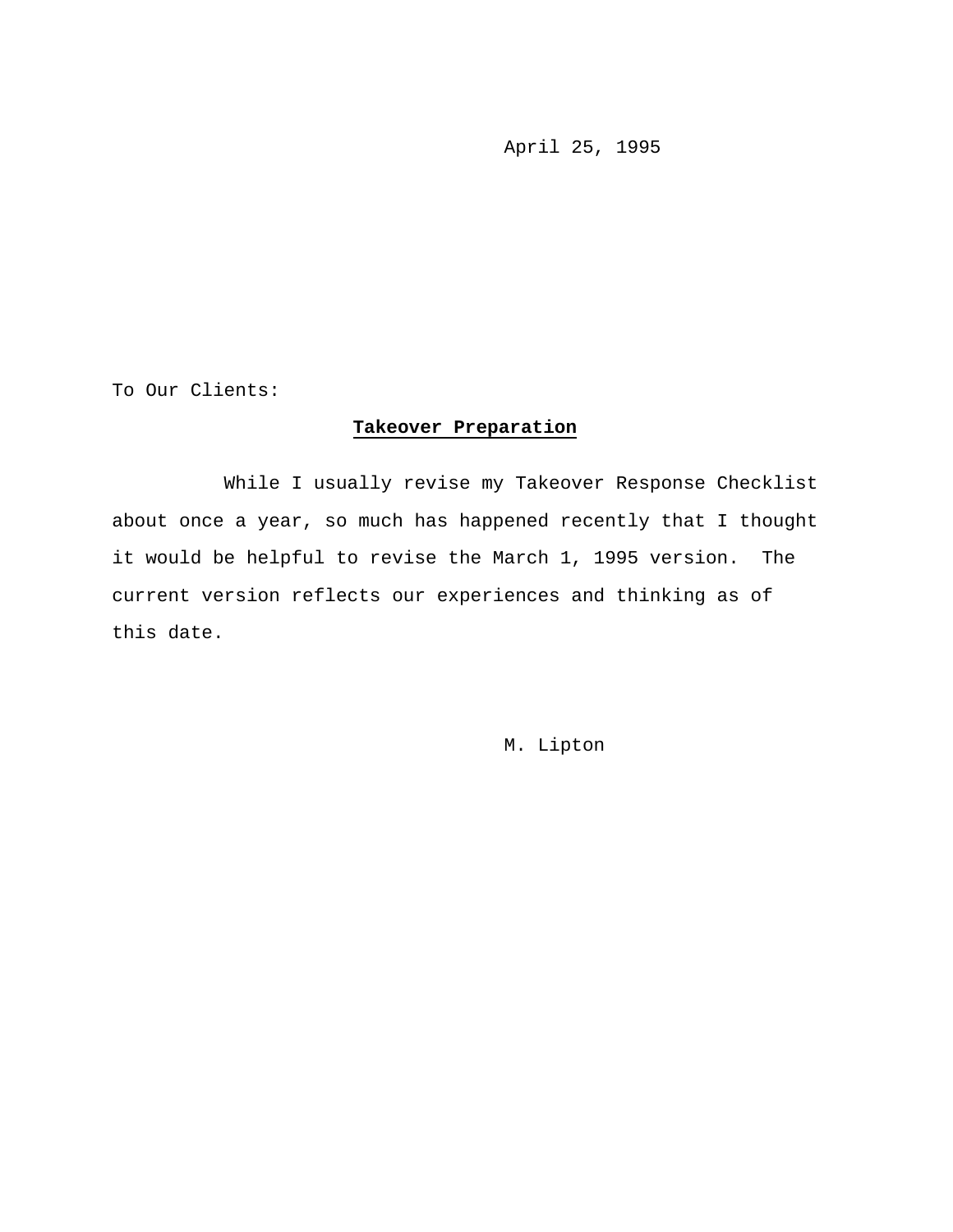April 25, 1995

To Our Clients:

## **Takeover Preparation**

While I usually revise my Takeover Response Checklist about once a year, so much has happened recently that I thought it would be helpful to revise the March 1, 1995 version. The current version reflects our experiences and thinking as of this date.

M. Lipton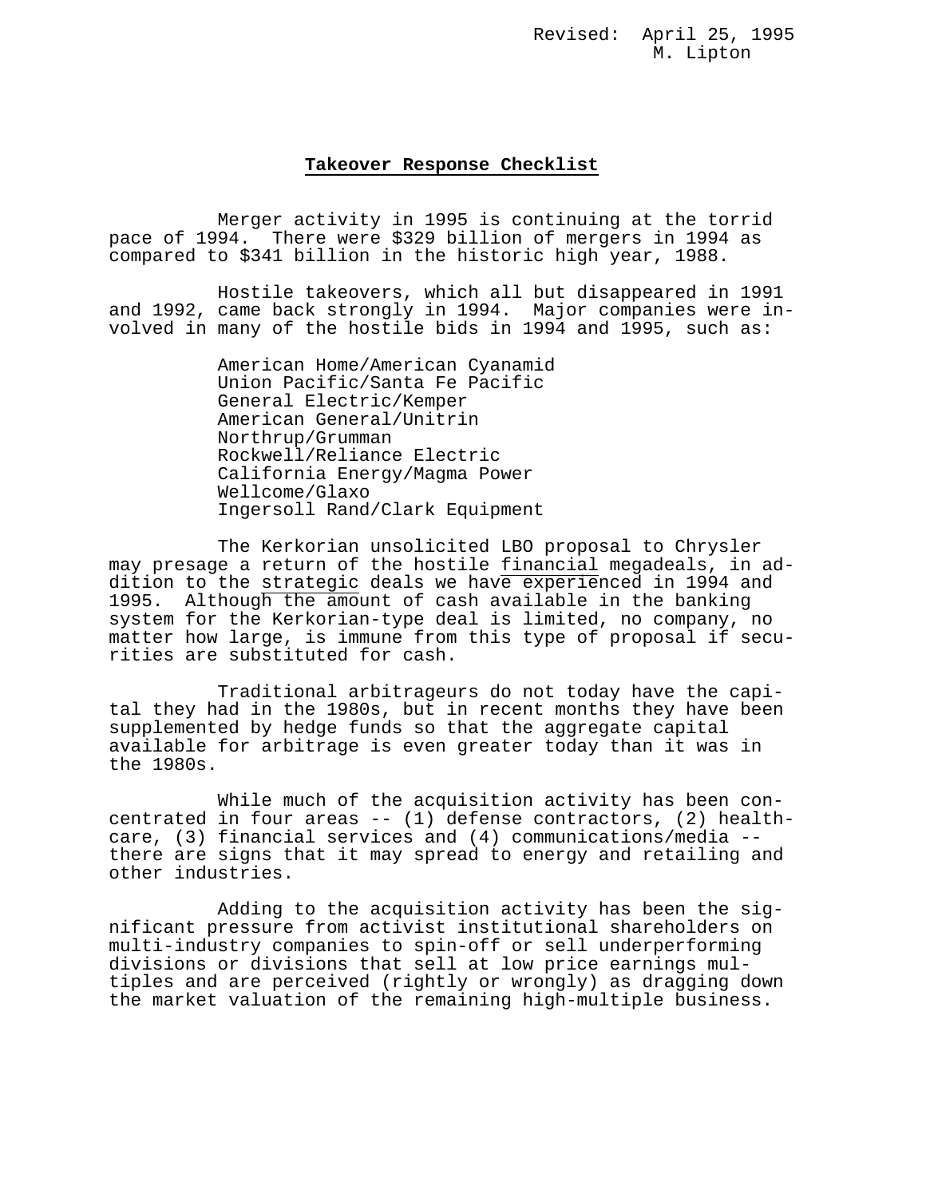Revised: April 25, 1995
M. Lipton

**Takeover Response Checklist**

Merger activity in 1995 is continuing at the torrid pace of 1994. There were $329 billion of mergers in 1994 as compared to $341 billion in the historic high year, 1988.

Hostile takeovers, which all but disappeared in 1991 and 1992, came back strongly in 1994. Major companies were involved in many of the hostile bids in 1994 and 1995, such as:

American Home/American Cyanamid
Union Pacific/Santa Fe Pacific
General Electric/Kemper
American General/Unitrin
Northrup/Grumman
Rockwell/Reliance Electric
California Energy/Magma Power
Wellcome/Glaxo
Ingersoll Rand/Clark Equipment

The Kerkorian unsolicited LBO proposal to Chrysler may presage a return of the hostile <u>financial</u> megadeals, in addition to the <u>strategic</u> deals we have experienced in 1994 and 1995. Although the amount of cash available in the banking system for the Kerkorian-type deal is limited, no company, no matter how large, is immune from this type of proposal if securities are substituted for cash.

Traditional arbitrageurs do not today have the capital they had in the 1980s, but in recent months they have been supplemented by hedge funds so that the aggregate capital available for arbitrage is even greater today than it was in the 1980s.

While much of the acquisition activity has been concentrated in four areas -- (1) defense contractors, (2) healthcare, (3) financial services and (4) communications/media -- there are signs that it may spread to energy and retailing and other industries.

Adding to the acquisition activity has been the significant pressure from activist institutional shareholders on multi-industry companies to spin-off or sell underperforming divisions or divisions that sell at low price earnings multiples and are perceived (rightly or wrongly) as dragging down the market valuation of the remaining high-multiple business.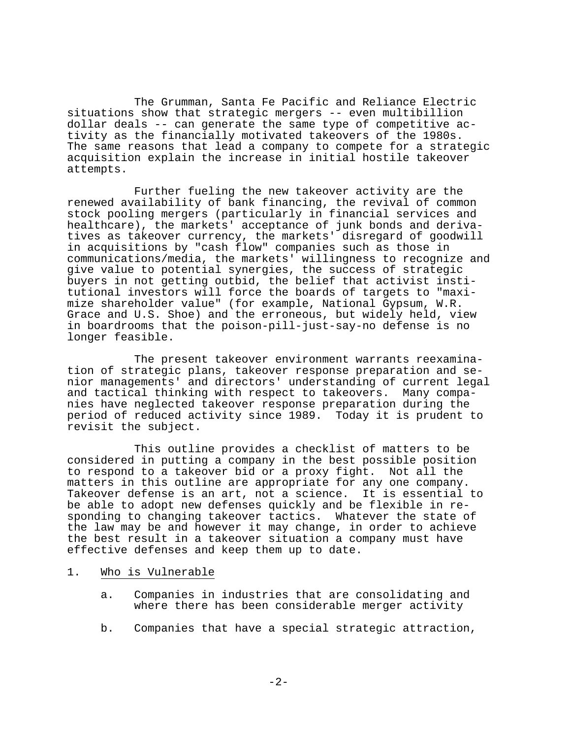The Grumman, Santa Fe Pacific and Reliance Electric situations show that strategic mergers -- even multibillion dollar deals -- can generate the same type of competitive activity as the financially motivated takeovers of the 1980s. The same reasons that lead a company to compete for a strategic acquisition explain the increase in initial hostile takeover attempts.

Further fueling the new takeover activity are the renewed availability of bank financing, the revival of common stock pooling mergers (particularly in financial services and healthcare), the markets' acceptance of junk bonds and derivatives as takeover currency, the markets' disregard of goodwill in acquisitions by "cash flow" companies such as those in communications/media, the markets' willingness to recognize and give value to potential synergies, the success of strategic buyers in not getting outbid, the belief that activist institutional investors will force the boards of targets to "maximize shareholder value" (for example, National Gypsum, W.R. Grace and U.S. Shoe) and the erroneous, but widely held, view in boardrooms that the poison-pill-just-say-no defense is no longer feasible.

The present takeover environment warrants reexamination of strategic plans, takeover response preparation and senior managements' and directors' understanding of current legal and tactical thinking with respect to takeovers. Many companies have neglected takeover response preparation during the period of reduced activity since 1989. Today it is prudent to revisit the subject.

This outline provides a checklist of matters to be considered in putting a company in the best possible position to respond to a takeover bid or a proxy fight. Not all the matters in this outline are appropriate for any one company. Takeover defense is an art, not a science. It is essential to be able to adopt new defenses quickly and be flexible in responding to changing takeover tactics. Whatever the state of the law may be and however it may change, in order to achieve the best result in a takeover situation a company must have effective defenses and keep them up to date.

1. <u>Who is Vulnerable</u>

   a. Companies in industries that are consolidating and where there has been considerable merger activity

   b. Companies that have a special strategic attraction,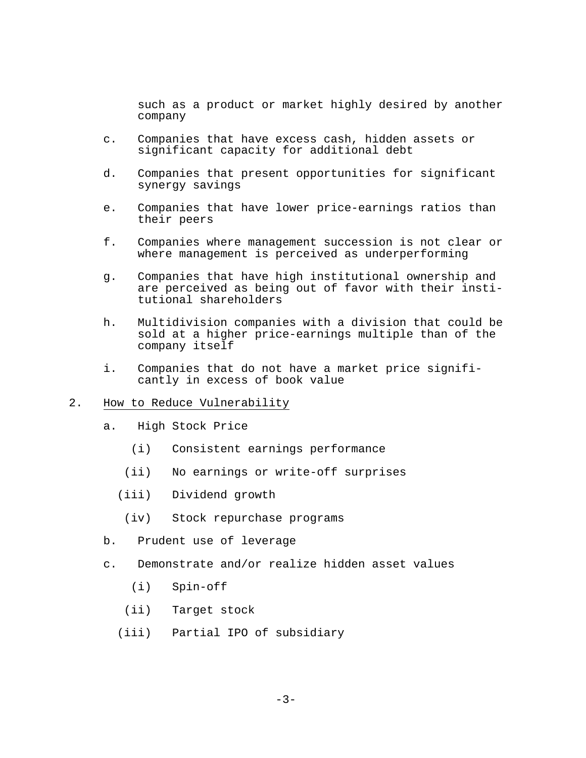such as a product or market highly desired by another company

c. Companies that have excess cash, hidden assets or significant capacity for additional debt

d. Companies that present opportunities for significant synergy savings

e. Companies that have lower price-earnings ratios than their peers

f. Companies where management succession is not clear or where management is perceived as underperforming

g. Companies that have high institutional ownership and are perceived as being out of favor with their institutional shareholders

h. Multidivision companies with a division that could be sold at a higher price-earnings multiple than of the company itself

i. Companies that do not have a market price significantly in excess of book value

2. <u>How to Reduce Vulnerability</u>

a. High Stock Price

(i) Consistent earnings performance

(ii) No earnings or write-off surprises

(iii) Dividend growth

(iv) Stock repurchase programs

b. Prudent use of leverage

c. Demonstrate and/or realize hidden asset values

(i) Spin-off

(ii) Target stock

(iii) Partial IPO of subsidiary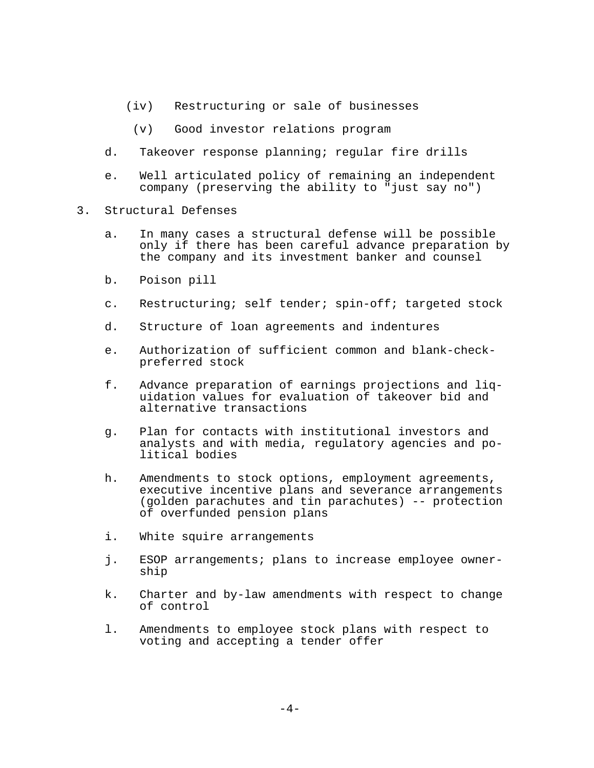(iv) Restructuring or sale of businesses

(v) Good investor relations program

d. Takeover response planning; regular fire drills

e. Well articulated policy of remaining an independent company (preserving the ability to "just say no")

3. Structural Defenses

   a. In many cases a structural defense will be possible only if there has been careful advance preparation by the company and its investment banker and counsel

   b. Poison pill

   c. Restructuring; self tender; spin-off; targeted stock

   d. Structure of loan agreements and indentures

   e. Authorization of sufficient common and blank-check-preferred stock

   f. Advance preparation of earnings projections and liquidation values for evaluation of takeover bid and alternative transactions

   g. Plan for contacts with institutional investors and analysts and with media, regulatory agencies and political bodies

   h. Amendments to stock options, employment agreements, executive incentive plans and severance arrangements (golden parachutes and tin parachutes) -- protection of overfunded pension plans

   i. White squire arrangements

   j. ESOP arrangements; plans to increase employee ownership

   k. Charter and by-law amendments with respect to change of control

   l. Amendments to employee stock plans with respect to voting and accepting a tender offer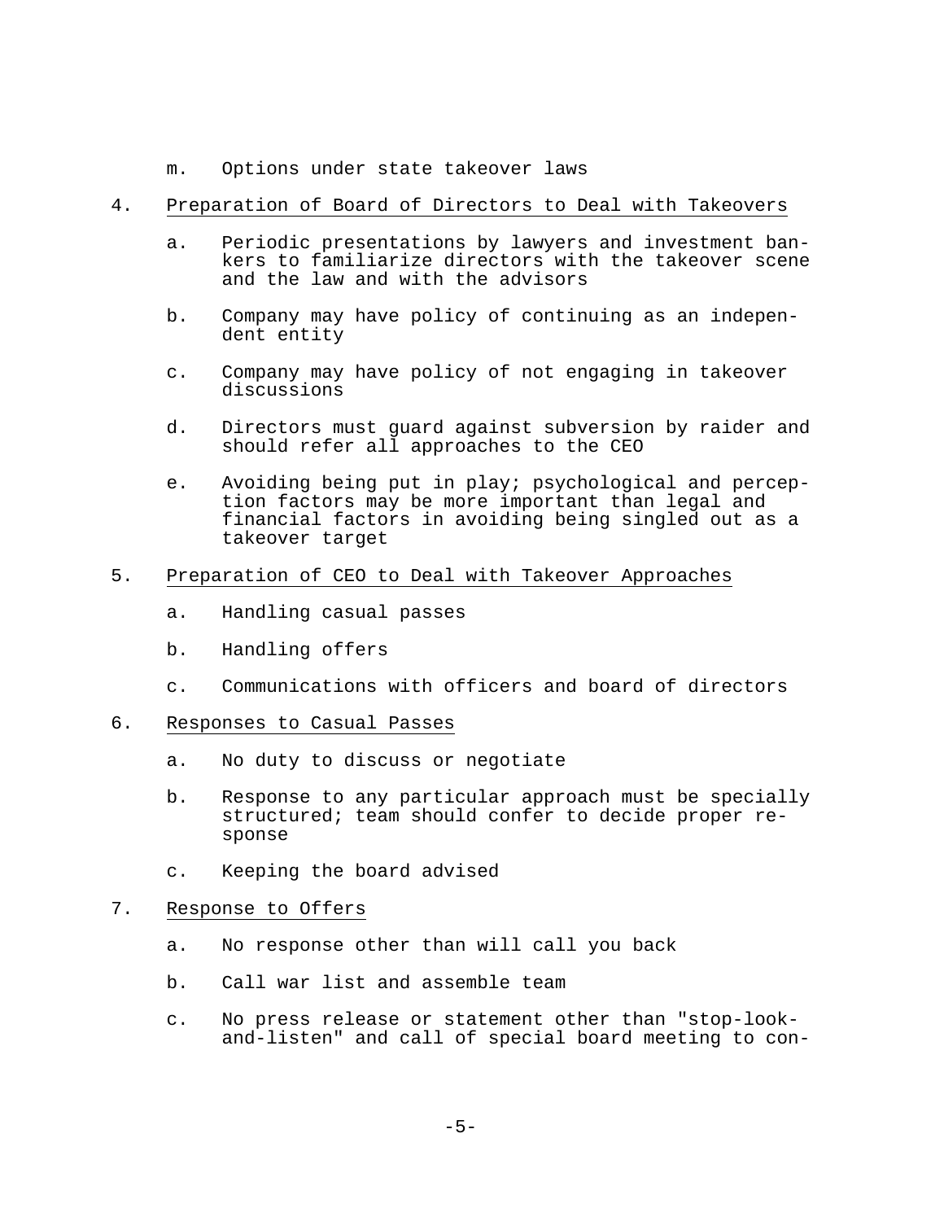m. Options under state takeover laws

4. Preparation of Board of Directors to Deal with Takeovers

   a. Periodic presentations by lawyers and investment bankers to familiarize directors with the takeover scene and the law and with the advisors

   b. Company may have policy of continuing as an independent entity

   c. Company may have policy of not engaging in takeover discussions

   d. Directors must guard against subversion by raider and should refer all approaches to the CEO

   e. Avoiding being put in play; psychological and perception factors may be more important than legal and financial factors in avoiding being singled out as a takeover target

5. Preparation of CEO to Deal with Takeover Approaches

   a. Handling casual passes

   b. Handling offers

   c. Communications with officers and board of directors

6. Responses to Casual Passes

   a. No duty to discuss or negotiate

   b. Response to any particular approach must be specially structured; team should confer to decide proper response

   c. Keeping the board advised

7. Response to Offers

   a. No response other than will call you back

   b. Call war list and assemble team

   c. No press release or statement other than "stop-look-and-listen" and call of special board meeting to con-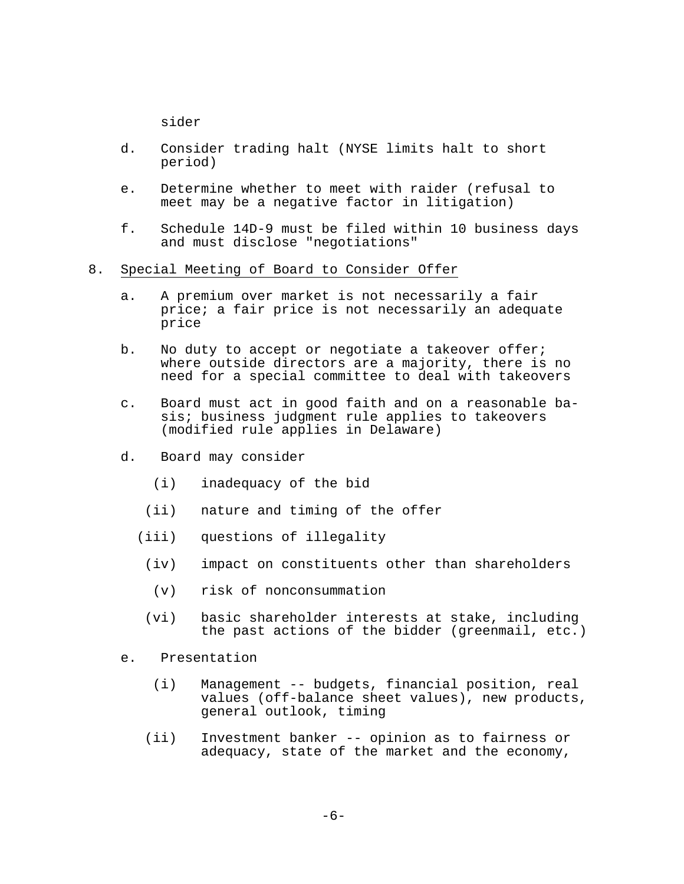sider

d. Consider trading halt (NYSE limits halt to short period)

e. Determine whether to meet with raider (refusal to meet may be a negative factor in litigation)

f. Schedule 14D-9 must be filed within 10 business days and must disclose "negotiations"

8. <u>Special Meeting of Board to Consider Offer</u>

   a. A premium over market is not necessarily a fair price; a fair price is not necessarily an adequate price

   b. No duty to accept or negotiate a takeover offer; where outside directors are a majority, there is no need for a special committee to deal with takeovers

   c. Board must act in good faith and on a reasonable basis; business judgment rule applies to takeovers (modified rule applies in Delaware)

   d. Board may consider

      (i) inadequacy of the bid

      (ii) nature and timing of the offer

      (iii) questions of illegality

      (iv) impact on constituents other than shareholders

      (v) risk of nonconsummation

      (vi) basic shareholder interests at stake, including the past actions of the bidder (greenmail, etc.)

   e. Presentation

      (i) Management -- budgets, financial position, real values (off-balance sheet values), new products, general outlook, timing

      (ii) Investment banker -- opinion as to fairness or adequacy, state of the market and the economy,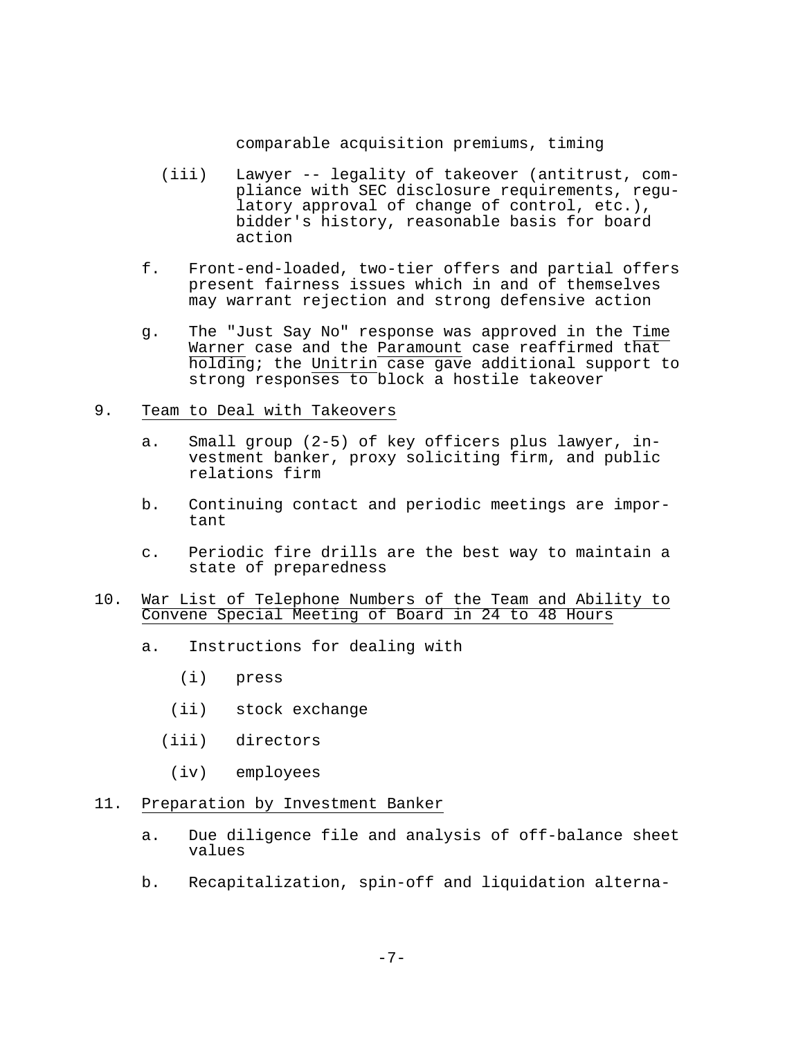comparable acquisition premiums, timing

(iii) Lawyer -- legality of takeover (antitrust, compliance with SEC disclosure requirements, regulatory approval of change of control, etc.), bidder's history, reasonable basis for board action

f. Front-end-loaded, two-tier offers and partial offers present fairness issues which in and of themselves may warrant rejection and strong defensive action

g. The "Just Say No" response was approved in the Time Warner case and the Paramount case reaffirmed that holding; the Unitrin case gave additional support to strong responses to block a hostile takeover

9. Team to Deal with Takeovers

   a. Small group (2-5) of key officers plus lawyer, investment banker, proxy soliciting firm, and public relations firm

   b. Continuing contact and periodic meetings are important

   c. Periodic fire drills are the best way to maintain a state of preparedness

10. War List of Telephone Numbers of the Team and Ability to Convene Special Meeting of Board in 24 to 48 Hours

   a. Instructions for dealing with

      (i) press

      (ii) stock exchange

      (iii) directors

      (iv) employees

11. Preparation by Investment Banker

   a. Due diligence file and analysis of off-balance sheet values

   b. Recapitalization, spin-off and liquidation alterna-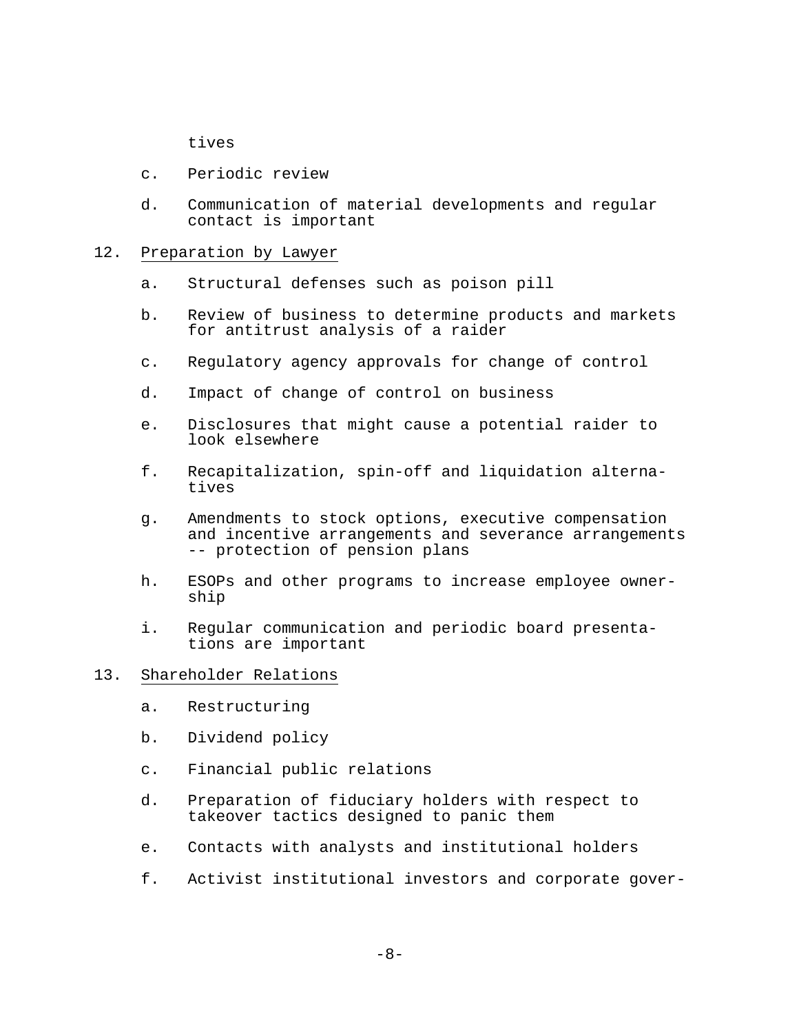tives

c. Periodic review

d. Communication of material developments and regular contact is important

12. Preparation by Lawyer

a. Structural defenses such as poison pill

b. Review of business to determine products and markets for antitrust analysis of a raider

c. Regulatory agency approvals for change of control

d. Impact of change of control on business

e. Disclosures that might cause a potential raider to look elsewhere

f. Recapitalization, spin-off and liquidation alternatives

g. Amendments to stock options, executive compensation and incentive arrangements and severance arrangements -- protection of pension plans

h. ESOPs and other programs to increase employee ownership

i. Regular communication and periodic board presentations are important

13. Shareholder Relations

a. Restructuring

b. Dividend policy

c. Financial public relations

d. Preparation of fiduciary holders with respect to takeover tactics designed to panic them

e. Contacts with analysts and institutional holders

f. Activist institutional investors and corporate gover-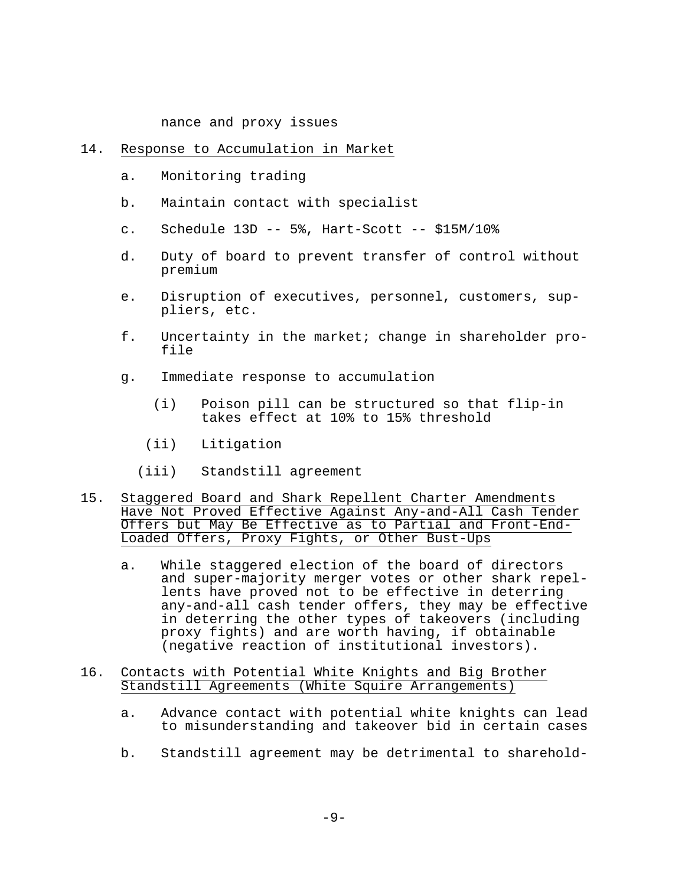nance and proxy issues

14. Response to Accumulation in Market

    a. Monitoring trading

    b. Maintain contact with specialist

    c. Schedule 13D -- 5%, Hart-Scott -- $15M/10%

    d. Duty of board to prevent transfer of control without premium

    e. Disruption of executives, personnel, customers, suppliers, etc.

    f. Uncertainty in the market; change in shareholder profile

    g. Immediate response to accumulation

        (i) Poison pill can be structured so that flip-in takes effect at 10% to 15% threshold

        (ii) Litigation

        (iii) Standstill agreement

15. Staggered Board and Shark Repellent Charter Amendments Have Not Proved Effective Against Any-and-All Cash Tender Offers but May Be Effective as to Partial and Front-End-Loaded Offers, Proxy Fights, or Other Bust-Ups

    a. While staggered election of the board of directors and super-majority merger votes or other shark repellents have proved not to be effective in deterring any-and-all cash tender offers, they may be effective in deterring the other types of takeovers (including proxy fights) and are worth having, if obtainable (negative reaction of institutional investors).

16. Contacts with Potential White Knights and Big Brother Standstill Agreements (White Squire Arrangements)

    a. Advance contact with potential white knights can lead to misunderstanding and takeover bid in certain cases

    b. Standstill agreement may be detrimental to sharehold-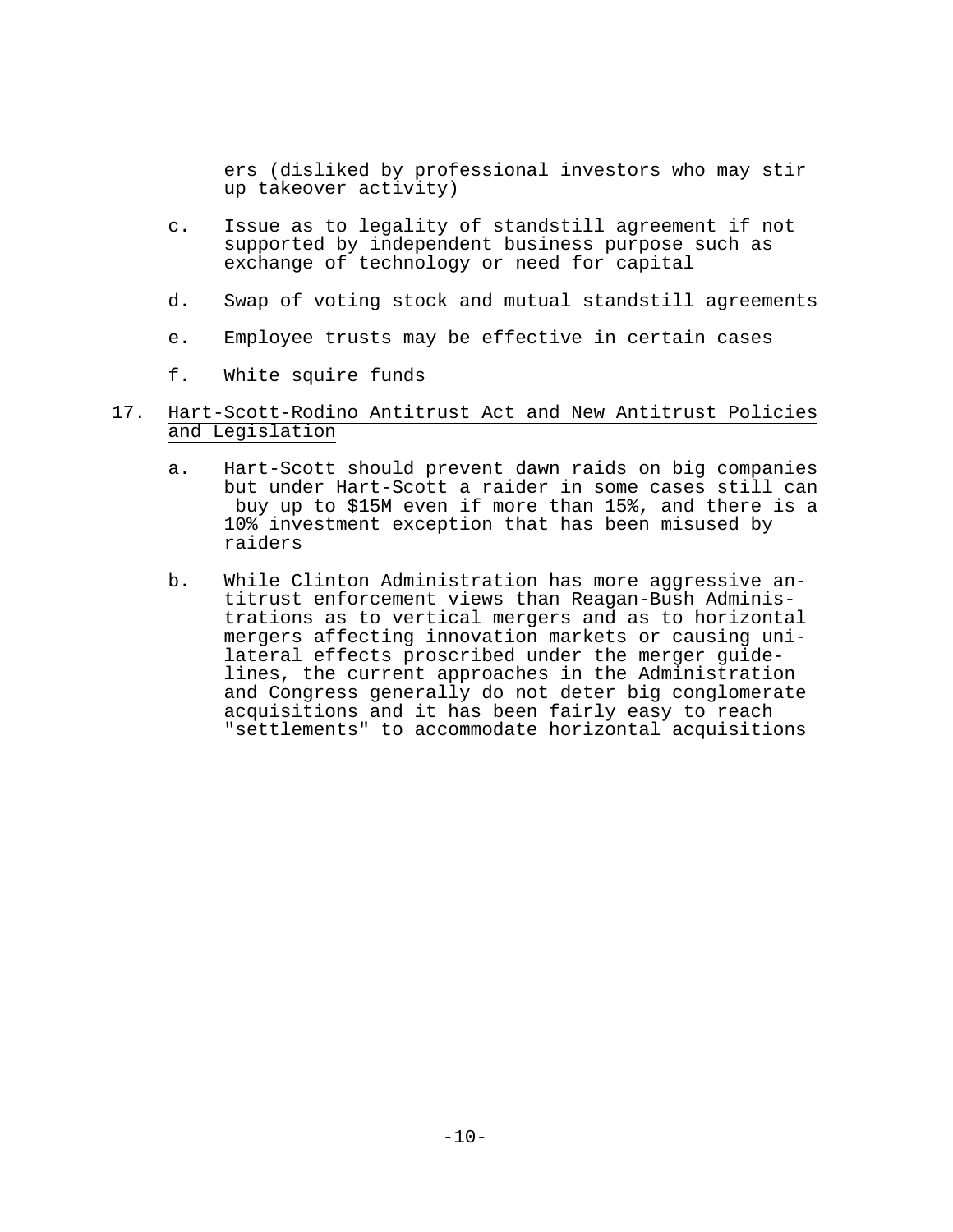ers (disliked by professional investors who may stir up takeover activity)

c. Issue as to legality of standstill agreement if not supported by independent business purpose such as exchange of technology or need for capital

d. Swap of voting stock and mutual standstill agreements

e. Employee trusts may be effective in certain cases

f. White squire funds

17. Hart-Scott-Rodino Antitrust Act and New Antitrust Policies and Legislation

a. Hart-Scott should prevent dawn raids on big companies but under Hart-Scott a raider in some cases still can buy up to $15M even if more than 15%, and there is a 10% investment exception that has been misused by raiders

b. While Clinton Administration has more aggressive antitrust enforcement views than Reagan-Bush Administrations as to vertical mergers and as to horizontal mergers affecting innovation markets or causing unilateral effects proscribed under the merger guidelines, the current approaches in the Administration and Congress generally do not deter big conglomerate acquisitions and it has been fairly easy to reach "settlements" to accommodate horizontal acquisitions